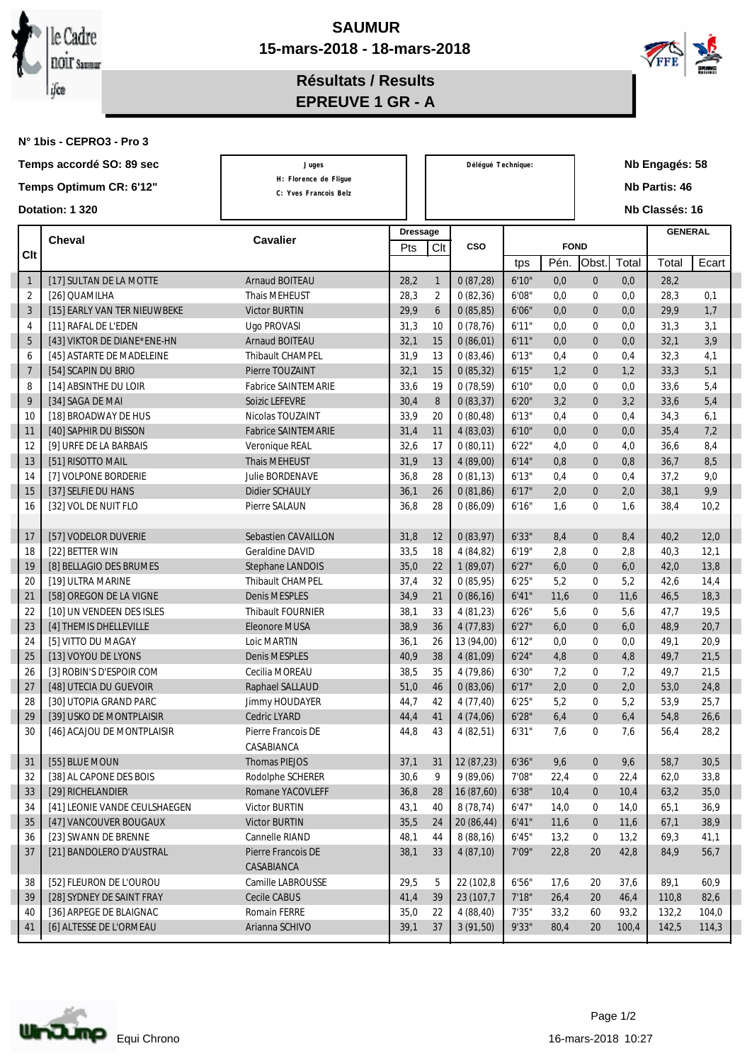# SAUMUR

## 15-mars-2018 - 18-mars-2018

## Résultats / Results

## EPREUVE 1 GR - A

**N° 1bis - CEPRO3 - Pro 3**

**Temps accordé SO: 89 sec**

**Temps Optimum CR: 6'12"**

**Dotation: 1 320**

Juges
H: Florence de Figue
C: Yves Francois Belz

Délégué Technique:

**Nb Engagés: 58**

**Nb Partis: 46**

**Nb Classés: 16**

| Clt | Cheval | Cavalier | Dressage Pts | Dressage Clt | CSO | FOND tps | FOND Pén. | FOND Obst. | FOND Total | GENERAL Total | GENERAL Ecart |
|---|---|---|---|---|---|---|---|---|---|---|---|
| 1 | [17] SULTAN DE LA MOTTE | Arnaud BOITEAU | 28,2 | 1 | 0 (87,28) | 6'10" | 0,0 | 0 | 0,0 | 28,2 | |
| 2 | [26] QUAMILHA | Thais MEHEUST | 28,3 | 2 | 0 (82,36) | 6'08" | 0,0 | 0 | 0,0 | 28,3 | 0,1 |
| 3 | [15] EARLY VAN TER NIEUWBEKE | Victor BURTIN | 29,9 | 6 | 0 (85,85) | 6'06" | 0,0 | 0 | 0,0 | 29,9 | 1,7 |
| 4 | [11] RAFAL DE L'EDEN | Ugo PROVASI | 31,3 | 10 | 0 (78,76) | 6'11" | 0,0 | 0 | 0,0 | 31,3 | 3,1 |
| 5 | [43] VIKTOR DE DIANE*ENE-HN | Arnaud BOITEAU | 32,1 | 15 | 0 (86,01) | 6'11" | 0,0 | 0 | 0,0 | 32,1 | 3,9 |
| 6 | [45] ASTARTE DE MADELEINE | Thibault CHAMPEL | 31,9 | 13 | 0 (83,46) | 6'13" | 0,4 | 0 | 0,4 | 32,3 | 4,1 |
| 7 | [54] SCAPIN DU BRIO | Pierre TOUZAINT | 32,1 | 15 | 0 (85,32) | 6'15" | 1,2 | 0 | 1,2 | 33,3 | 5,1 |
| 8 | [14] ABSINTHE DU LOIR | Fabrice SAINTEMARIE | 33,6 | 19 | 0 (78,59) | 6'10" | 0,0 | 0 | 0,0 | 33,6 | 5,4 |
| 9 | [34] SAGA DE MAI | Soizic LEFEVRE | 30,4 | 8 | 0 (83,37) | 6'20" | 3,2 | 0 | 3,2 | 33,6 | 5,4 |
| 10 | [18] BROADWAY DE HUS | Nicolas TOUZAINT | 33,9 | 20 | 0 (80,48) | 6'13" | 0,4 | 0 | 0,4 | 34,3 | 6,1 |
| 11 | [40] SAPHIR DU BISSON | Fabrice SAINTEMARIE | 31,4 | 11 | 4 (83,03) | 6'10" | 0,0 | 0 | 0,0 | 35,4 | 7,2 |
| 12 | [9] URFE DE LA BARBAIS | Veronique REAL | 32,6 | 17 | 0 (80,11) | 6'22" | 4,0 | 0 | 4,0 | 36,6 | 8,4 |
| 13 | [51] RISOTTO MAIL | Thais MEHEUST | 31,9 | 13 | 4 (89,00) | 6'14" | 0,8 | 0 | 0,8 | 36,7 | 8,5 |
| 14 | [7] VOLPONE BORDERIE | Julie BORDENAVE | 36,8 | 28 | 0 (81,13) | 6'13" | 0,4 | 0 | 0,4 | 37,2 | 9,0 |
| 15 | [37] SELFIE DU HANS | Didier SCHAULY | 36,1 | 26 | 0 (81,86) | 6'17" | 2,0 | 0 | 2,0 | 38,1 | 9,9 |
| 16 | [32] VOL DE NUIT FLO | Pierre SALAUN | 36,8 | 28 | 0 (86,09) | 6'16" | 1,6 | 0 | 1,6 | 38,4 | 10,2 |
| | | | | | | | | | | | |
| 17 | [57] VODELOR DUVERIE | Sebastien CAVAILLON | 31,8 | 12 | 0 (83,97) | 6'33" | 8,4 | 0 | 8,4 | 40,2 | 12,0 |
| 18 | [22] BETTER WIN | Geraldine DAVID | 33,5 | 18 | 4 (84,82) | 6'19" | 2,8 | 0 | 2,8 | 40,3 | 12,1 |
| 19 | [8] BELLAGIO DES BRUMES | Stephane LANDOIS | 35,0 | 22 | 1 (89,07) | 6'27" | 6,0 | 0 | 6,0 | 42,0 | 13,8 |
| 20 | [19] ULTRA MARINE | Thibault CHAMPEL | 37,4 | 32 | 0 (85,95) | 6'25" | 5,2 | 0 | 5,2 | 42,6 | 14,4 |
| 21 | [58] OREGON DE LA VIGNE | Denis MESPLES | 34,9 | 21 | 0 (86,16) | 6'41" | 11,6 | 0 | 11,6 | 46,5 | 18,3 |
| 22 | [10] UN VENDEEN DES ISLES | Thibault FOURNIER | 38,1 | 33 | 4 (81,23) | 6'26" | 5,6 | 0 | 5,6 | 47,7 | 19,5 |
| 23 | [4] THEMIS DHELLEVILLE | Eleonore MUSA | 38,9 | 36 | 4 (77,83) | 6'27" | 6,0 | 0 | 6,0 | 48,9 | 20,7 |
| 24 | [5] VITTO DU MAGAY | Loic MARTIN | 36,1 | 26 | 13 (94,00) | 6'12" | 0,0 | 0 | 0,0 | 49,1 | 20,9 |
| 25 | [13] VOYOU DE LYONS | Denis MESPLES | 40,9 | 38 | 4 (81,09) | 6'24" | 4,8 | 0 | 4,8 | 49,7 | 21,5 |
| 26 | [3] ROBIN'S D'ESPOIR COM | Cecilia MOREAU | 38,5 | 35 | 4 (79,86) | 6'30" | 7,2 | 0 | 7,2 | 49,7 | 21,5 |
| 27 | [48] UTECIA DU GUEVOIR | Raphael SALLAUD | 51,0 | 46 | 0 (83,06) | 6'17" | 2,0 | 0 | 2,0 | 53,0 | 24,8 |
| 28 | [30] UTOPIA GRAND PARC | Jimmy HOUDAYER | 44,7 | 42 | 4 (77,40) | 6'25" | 5,2 | 0 | 5,2 | 53,9 | 25,7 |
| 29 | [39] USKO DE MONTPLAISIR | Cedric LYARD | 44,4 | 41 | 4 (74,06) | 6'28" | 6,4 | 0 | 6,4 | 54,8 | 26,6 |
| 30 | [46] ACAJOU DE MONTPLAISIR | Pierre Francois DE CASABIANCA | 44,8 | 43 | 4 (82,51) | 6'31" | 7,6 | 0 | 7,6 | 56,4 | 28,2 |
| 31 | [55] BLUE MOUN | Thomas PIEJOS | 37,1 | 31 | 12 (87,23) | 6'36" | 9,6 | 0 | 9,6 | 58,7 | 30,5 |
| 32 | [38] AL CAPONE DES BOIS | Rodolphe SCHERER | 30,6 | 9 | 9 (89,06) | 7'08" | 22,4 | 0 | 22,4 | 62,0 | 33,8 |
| 33 | [29] RICHELANDIER | Romane YACOVLEFF | 36,8 | 28 | 16 (87,60) | 6'38" | 10,4 | 0 | 10,4 | 63,2 | 35,0 |
| 34 | [41] LEONIE VANDE CEULSHAEGEN | Victor BURTIN | 43,1 | 40 | 8 (78,74) | 6'47" | 14,0 | 0 | 14,0 | 65,1 | 36,9 |
| 35 | [47] VANCOUVER BOUGAUX | Victor BURTIN | 35,5 | 24 | 20 (86,44) | 6'41" | 11,6 | 0 | 11,6 | 67,1 | 38,9 |
| 36 | [23] SWANN DE BRENNE | Cannelle RIAND | 48,1 | 44 | 8 (88,16) | 6'45" | 13,2 | 0 | 13,2 | 69,3 | 41,1 |
| 37 | [21] BANDOLERO D'AUSTRAL | Pierre Francois DE CASABIANCA | 38,1 | 33 | 4 (87,10) | 7'09" | 22,8 | 20 | 42,8 | 84,9 | 56,7 |
| 38 | [52] FLEURON DE L'OUROU | Camille LABROUSSE | 29,5 | 5 | 22 (102,8 | 6'56" | 17,6 | 20 | 37,6 | 89,1 | 60,9 |
| 39 | [28] SYDNEY DE SAINT FRAY | Cecile CABUS | 41,4 | 39 | 23 (107,7 | 7'18" | 26,4 | 20 | 46,4 | 110,8 | 82,6 |
| 40 | [36] ARPEGE DE BLAIGNAC | Romain FERRE | 35,0 | 22 | 4 (88,40) | 7'35" | 33,2 | 60 | 93,2 | 132,2 | 104,0 |
| 41 | [6] ALTESSE DE L'ORMEAU | Arianna SCHIVO | 39,1 | 37 | 3 (91,50) | 9'33" | 80,4 | 20 | 100,4 | 142,5 | 114,3 |

Equi Chrono

16-mars-2018 10:27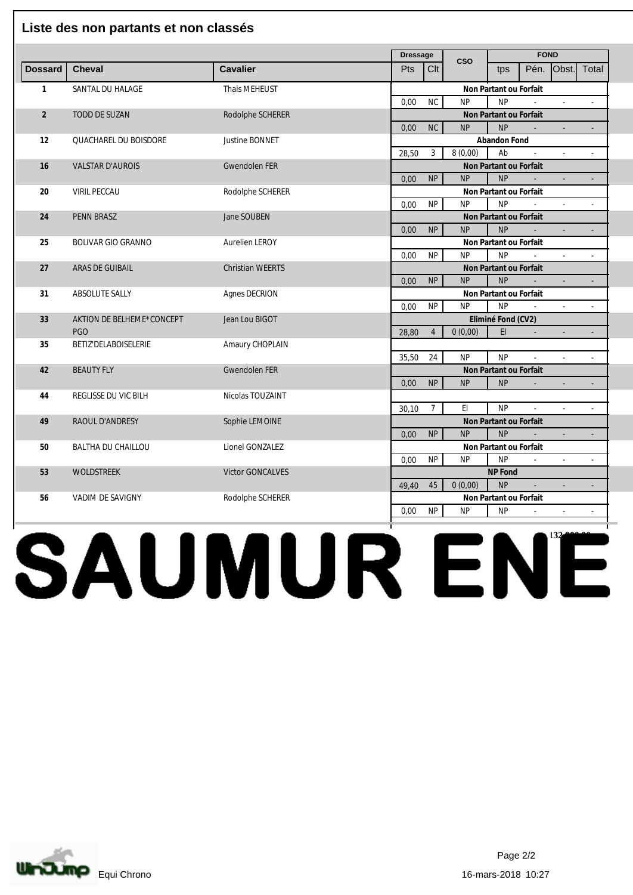## Liste des non partants et non classés

| Dossard | Cheval | Cavalier | Dressage | | CSO | FOND | | | |
|---|---|---|---|---|---|---|---|---|---|
| | | | Pts | Clt | | tps | Pén. | Obst. | Total |
| 1 | SANTAL DU HALAGE | Thais MEHEUST | Non Partant ou Forfait | | | | | | |
| | | | 0,00 | NC | NP | NP | - | - | - |
| 2 | TODD DE SUZAN | Rodolphe SCHERER | Non Partant ou Forfait | | | | | | |
| | | | 0,00 | NC | NP | NP | - | - | - |
| 12 | QUACHAREL DU BOISDORE | Justine BONNET | Abandon Fond | | | | | | |
| | | | 28,50 | 3 | 8 (0,00) | Ab | - | - | - |
| 16 | VALSTAR D'AUROIS | Gwendolen FER | Non Partant ou Forfait | | | | | | |
| | | | 0,00 | NP | NP | NP | - | - | - |
| 20 | VIRIL PECCAU | Rodolphe SCHERER | Non Partant ou Forfait | | | | | | |
| | | | 0,00 | NP | NP | NP | - | - | - |
| 24 | PENN BRASZ | Jane SOUBEN | Non Partant ou Forfait | | | | | | |
| | | | 0,00 | NP | NP | NP | - | - | - |
| 25 | BOLIVAR GIO GRANNO | Aurelien LEROY | Non Partant ou Forfait | | | | | | |
| | | | 0,00 | NP | NP | NP | - | - | - |
| 27 | ARAS DE GUIBAIL | Christian WEERTS | Non Partant ou Forfait | | | | | | |
| | | | 0,00 | NP | NP | NP | - | - | - |
| 31 | ABSOLUTE SALLY | Agnes DECRION | Non Partant ou Forfait | | | | | | |
| | | | 0,00 | NP | NP | NP | - | - | - |
| 33 | AKTION DE BELHEME*CONCEPT PGO | Jean Lou BIGOT | Eliminé Fond (CV2) | | | | | | |
| | | | 28,80 | 4 | 0 (0,00) | El | - | - | - |
| 35 | BETIZ'DELABOISELERIE | Amaury CHOPLAIN | | | | | | | |
| | | | 35,50 | 24 | NP | NP | - | - | - |
| 42 | BEAUTY FLY | Gwendolen FER | Non Partant ou Forfait | | | | | | |
| | | | 0,00 | NP | NP | NP | - | - | - |
| 44 | REGLISSE DU VIC BILH | Nicolas TOUZAINT | | | | | | | |
| | | | 30,10 | 7 | El | NP | - | - | - |
| 49 | RAOUL D'ANDRESY | Sophie LEMOINE | Non Partant ou Forfait | | | | | | |
| | | | 0,00 | NP | NP | NP | - | - | - |
| 50 | BALTHA DU CHAILLOU | Lionel GONZALEZ | Non Partant ou Forfait | | | | | | |
| | | | 0,00 | NP | NP | NP | - | - | - |
| 53 | WOLDSTREEK | Victor GONCALVES | NP Fond | | | | | | |
| | | | 49,40 | 45 | 0 (0,00) | NP | - | - | - |
| 56 | VADIM DE SAVIGNY | Rodolphe SCHERER | Non Partant ou Forfait | | | | | | |
| | | | 0,00 | NP | NP | NP | - | - | - |

SAUMUR ENE

Equi Chrono

16-mars-2018 10:27